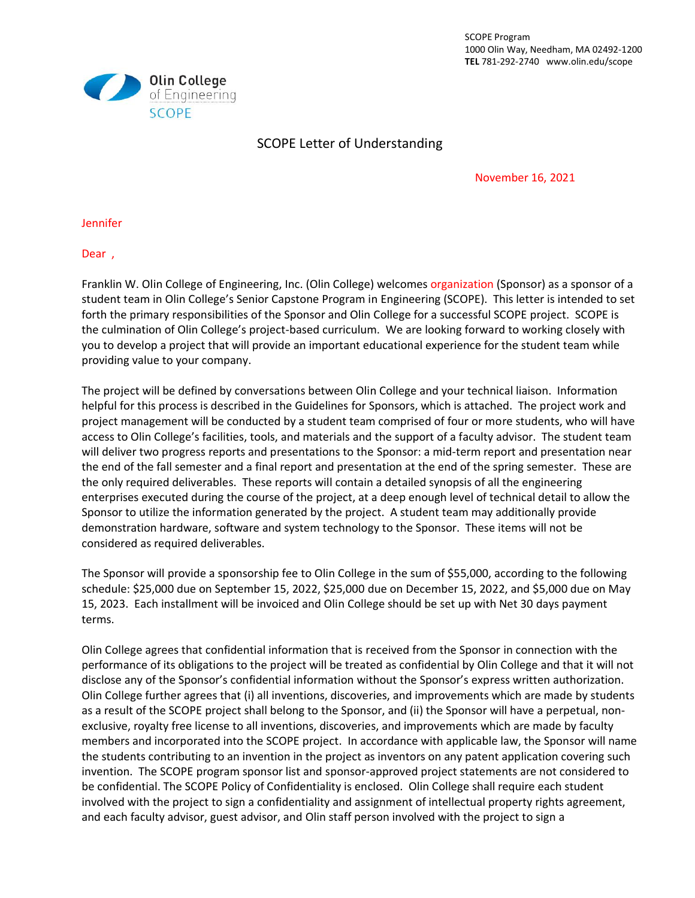SCOPE Program
1000 Olin Way, Needham, MA 02492-1200
**TEL** 781-292-2740 www.olin.edu/scope

Olin College of Engineering
SCOPE

# SCOPE Letter of Understanding

November 16, 2021

Jennifer

Dear ,

Franklin W. Olin College of Engineering, Inc. (Olin College) welcomes organization (Sponsor) as a sponsor of a student team in Olin College's Senior Capstone Program in Engineering (SCOPE). This letter is intended to set forth the primary responsibilities of the Sponsor and Olin College for a successful SCOPE project. SCOPE is the culmination of Olin College's project-based curriculum. We are looking forward to working closely with you to develop a project that will provide an important educational experience for the student team while providing value to your company.

The project will be defined by conversations between Olin College and your technical liaison. Information helpful for this process is described in the Guidelines for Sponsors, which is attached. The project work and project management will be conducted by a student team comprised of four or more students, who will have access to Olin College's facilities, tools, and materials and the support of a faculty advisor. The student team will deliver two progress reports and presentations to the Sponsor: a mid-term report and presentation near the end of the fall semester and a final report and presentation at the end of the spring semester. These are the only required deliverables. These reports will contain a detailed synopsis of all the engineering enterprises executed during the course of the project, at a deep enough level of technical detail to allow the Sponsor to utilize the information generated by the project. A student team may additionally provide demonstration hardware, software and system technology to the Sponsor. These items will not be considered as required deliverables.

The Sponsor will provide a sponsorship fee to Olin College in the sum of $55,000, according to the following schedule: $25,000 due on September 15, 2022, $25,000 due on December 15, 2022, and $5,000 due on May 15, 2023. Each installment will be invoiced and Olin College should be set up with Net 30 days payment terms.

Olin College agrees that confidential information that is received from the Sponsor in connection with the performance of its obligations to the project will be treated as confidential by Olin College and that it will not disclose any of the Sponsor's confidential information without the Sponsor's express written authorization. Olin College further agrees that (i) all inventions, discoveries, and improvements which are made by students as a result of the SCOPE project shall belong to the Sponsor, and (ii) the Sponsor will have a perpetual, non-exclusive, royalty free license to all inventions, discoveries, and improvements which are made by faculty members and incorporated into the SCOPE project. In accordance with applicable law, the Sponsor will name the students contributing to an invention in the project as inventors on any patent application covering such invention. The SCOPE program sponsor list and sponsor-approved project statements are not considered to be confidential. The SCOPE Policy of Confidentiality is enclosed. Olin College shall require each student involved with the project to sign a confidentiality and assignment of intellectual property rights agreement, and each faculty advisor, guest advisor, and Olin staff person involved with the project to sign a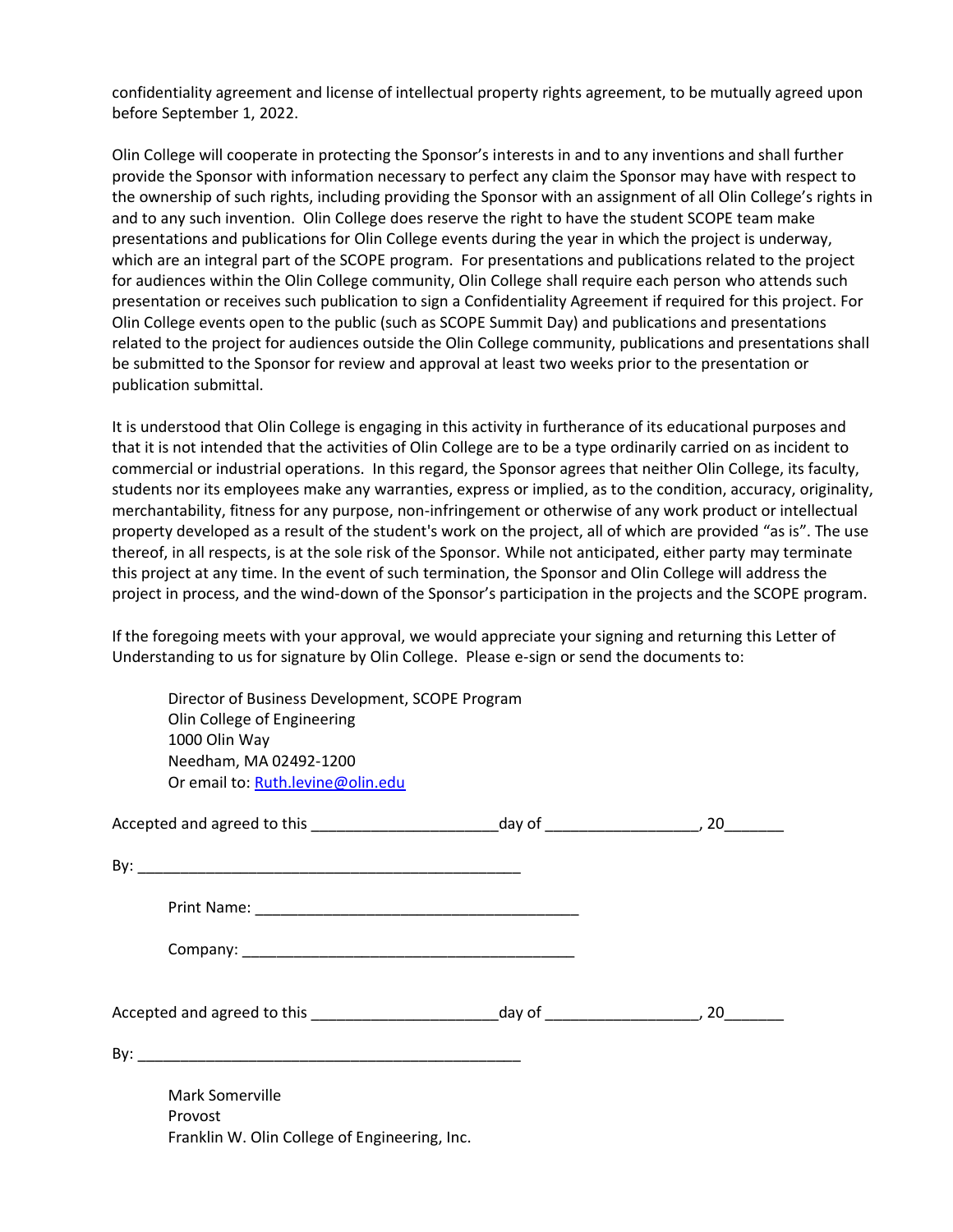confidentiality agreement and license of intellectual property rights agreement, to be mutually agreed upon before September 1, 2022.

Olin College will cooperate in protecting the Sponsor's interests in and to any inventions and shall further provide the Sponsor with information necessary to perfect any claim the Sponsor may have with respect to the ownership of such rights, including providing the Sponsor with an assignment of all Olin College's rights in and to any such invention. Olin College does reserve the right to have the student SCOPE team make presentations and publications for Olin College events during the year in which the project is underway, which are an integral part of the SCOPE program. For presentations and publications related to the project for audiences within the Olin College community, Olin College shall require each person who attends such presentation or receives such publication to sign a Confidentiality Agreement if required for this project. For Olin College events open to the public (such as SCOPE Summit Day) and publications and presentations related to the project for audiences outside the Olin College community, publications and presentations shall be submitted to the Sponsor for review and approval at least two weeks prior to the presentation or publication submittal.

It is understood that Olin College is engaging in this activity in furtherance of its educational purposes and that it is not intended that the activities of Olin College are to be a type ordinarily carried on as incident to commercial or industrial operations. In this regard, the Sponsor agrees that neither Olin College, its faculty, students nor its employees make any warranties, express or implied, as to the condition, accuracy, originality, merchantability, fitness for any purpose, non-infringement or otherwise of any work product or intellectual property developed as a result of the student's work on the project, all of which are provided "as is". The use thereof, in all respects, is at the sole risk of the Sponsor. While not anticipated, either party may terminate this project at any time. In the event of such termination, the Sponsor and Olin College will address the project in process, and the wind-down of the Sponsor's participation in the projects and the SCOPE program.

If the foregoing meets with your approval, we would appreciate your signing and returning this Letter of Understanding to us for signature by Olin College. Please e-sign or send the documents to:

Director of Business Development, SCOPE Program
Olin College of Engineering
1000 Olin Way
Needham, MA 02492-1200
Or email to: Ruth.levine@olin.edu

Accepted and agreed to this ____________________day of ________________, 20______

By: __________________________________________

Print Name: ____________________________________

Company: ______________________________________

Accepted and agreed to this ____________________day of ________________, 20______

By: __________________________________________

Mark Somerville
Provost
Franklin W. Olin College of Engineering, Inc.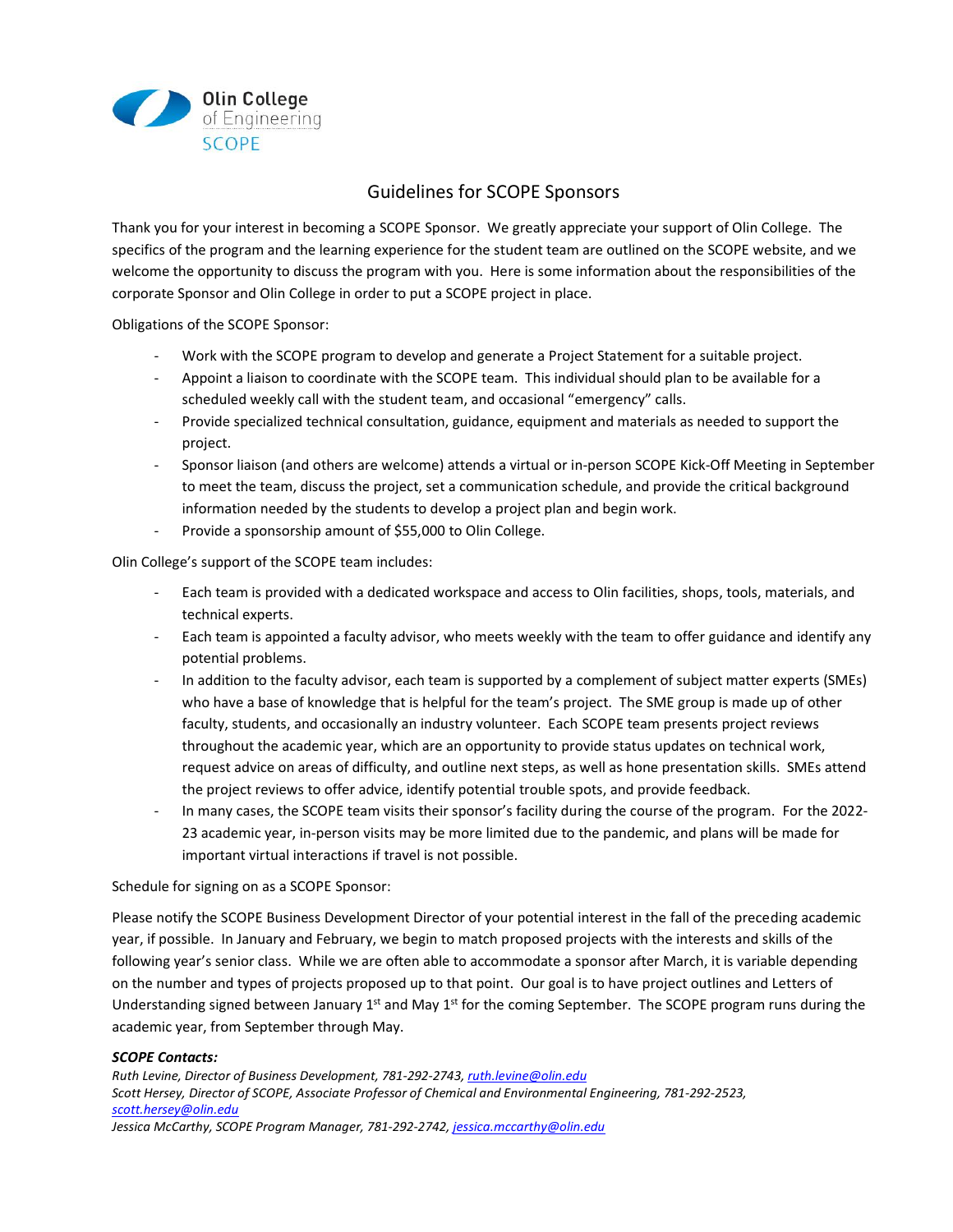Olin College of Engineering
SCOPE

# Guidelines for SCOPE Sponsors

Thank you for your interest in becoming a SCOPE Sponsor. We greatly appreciate your support of Olin College. The specifics of the program and the learning experience for the student team are outlined on the SCOPE website, and we welcome the opportunity to discuss the program with you. Here is some information about the responsibilities of the corporate Sponsor and Olin College in order to put a SCOPE project in place.

Obligations of the SCOPE Sponsor:

- Work with the SCOPE program to develop and generate a Project Statement for a suitable project.
- Appoint a liaison to coordinate with the SCOPE team. This individual should plan to be available for a scheduled weekly call with the student team, and occasional "emergency" calls.
- Provide specialized technical consultation, guidance, equipment and materials as needed to support the project.
- Sponsor liaison (and others are welcome) attends a virtual or in-person SCOPE Kick-Off Meeting in September to meet the team, discuss the project, set a communication schedule, and provide the critical background information needed by the students to develop a project plan and begin work.
- Provide a sponsorship amount of $55,000 to Olin College.

Olin College's support of the SCOPE team includes:

- Each team is provided with a dedicated workspace and access to Olin facilities, shops, tools, materials, and technical experts.
- Each team is appointed a faculty advisor, who meets weekly with the team to offer guidance and identify any potential problems.
- In addition to the faculty advisor, each team is supported by a complement of subject matter experts (SMEs) who have a base of knowledge that is helpful for the team's project. The SME group is made up of other faculty, students, and occasionally an industry volunteer. Each SCOPE team presents project reviews throughout the academic year, which are an opportunity to provide status updates on technical work, request advice on areas of difficulty, and outline next steps, as well as hone presentation skills. SMEs attend the project reviews to offer advice, identify potential trouble spots, and provide feedback.
- In many cases, the SCOPE team visits their sponsor's facility during the course of the program. For the 2022-23 academic year, in-person visits may be more limited due to the pandemic, and plans will be made for important virtual interactions if travel is not possible.

Schedule for signing on as a SCOPE Sponsor:

Please notify the SCOPE Business Development Director of your potential interest in the fall of the preceding academic year, if possible. In January and February, we begin to match proposed projects with the interests and skills of the following year's senior class. While we are often able to accommodate a sponsor after March, it is variable depending on the number and types of projects proposed up to that point. Our goal is to have project outlines and Letters of Understanding signed between January 1st and May 1st for the coming September. The SCOPE program runs during the academic year, from September through May.

***SCOPE Contacts:***

*Ruth Levine, Director of Business Development, 781-292-2743, ruth.levine@olin.edu*
*Scott Hersey, Director of SCOPE, Associate Professor of Chemical and Environmental Engineering, 781-292-2523, scott.hersey@olin.edu*
*Jessica McCarthy, SCOPE Program Manager, 781-292-2742, jessica.mccarthy@olin.edu*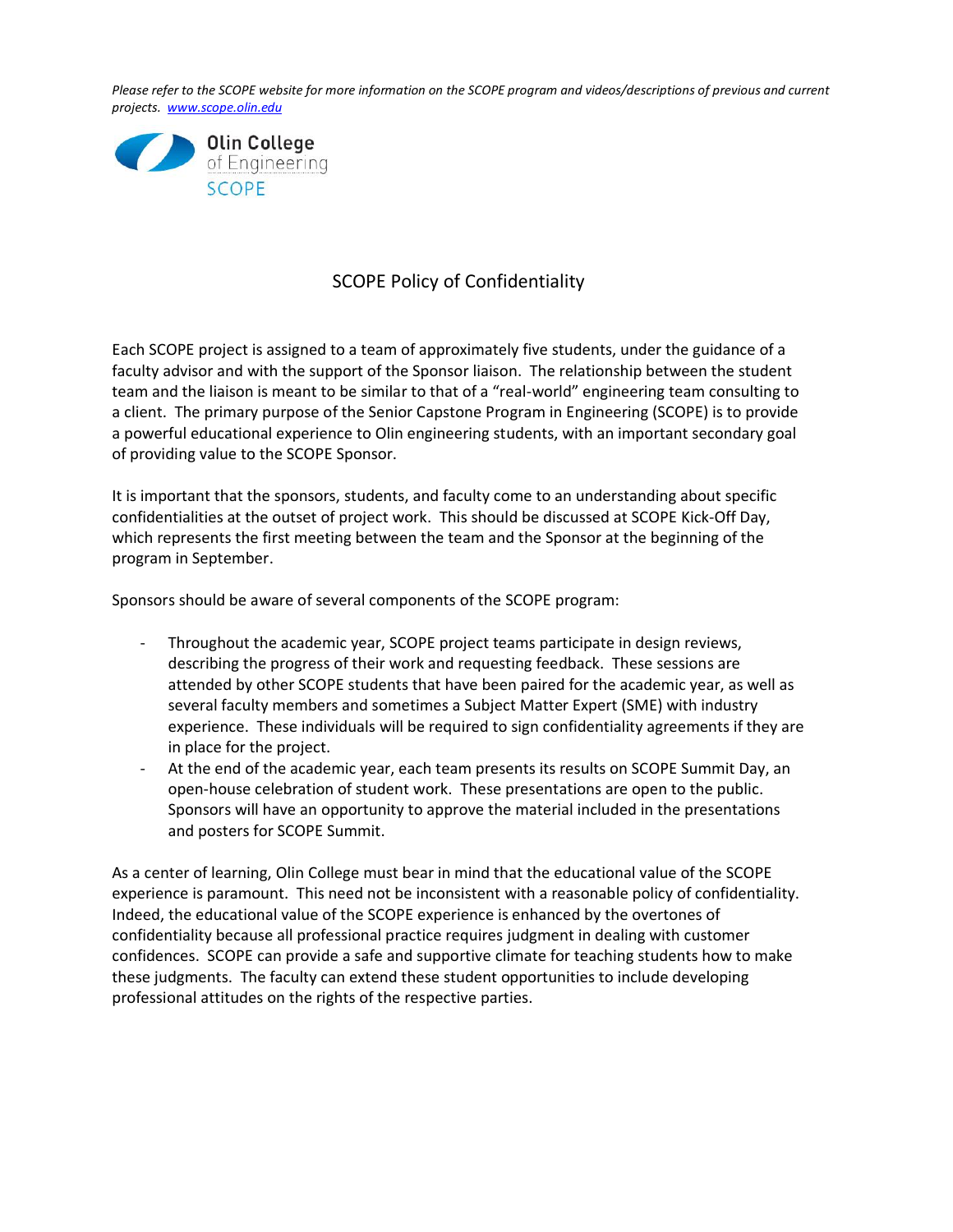*Please refer to the SCOPE website for more information on the SCOPE program and videos/descriptions of previous and current projects. [www.scope.olin.edu](http://www.scope.olin.edu)*

Olin College of Engineering SCOPE

# SCOPE Policy of Confidentiality

Each SCOPE project is assigned to a team of approximately five students, under the guidance of a faculty advisor and with the support of the Sponsor liaison. The relationship between the student team and the liaison is meant to be similar to that of a "real-world" engineering team consulting to a client. The primary purpose of the Senior Capstone Program in Engineering (SCOPE) is to provide a powerful educational experience to Olin engineering students, with an important secondary goal of providing value to the SCOPE Sponsor.

It is important that the sponsors, students, and faculty come to an understanding about specific confidentialities at the outset of project work. This should be discussed at SCOPE Kick-Off Day, which represents the first meeting between the team and the Sponsor at the beginning of the program in September.

Sponsors should be aware of several components of the SCOPE program:

- Throughout the academic year, SCOPE project teams participate in design reviews, describing the progress of their work and requesting feedback. These sessions are attended by other SCOPE students that have been paired for the academic year, as well as several faculty members and sometimes a Subject Matter Expert (SME) with industry experience. These individuals will be required to sign confidentiality agreements if they are in place for the project.
- At the end of the academic year, each team presents its results on SCOPE Summit Day, an open-house celebration of student work. These presentations are open to the public. Sponsors will have an opportunity to approve the material included in the presentations and posters for SCOPE Summit.

As a center of learning, Olin College must bear in mind that the educational value of the SCOPE experience is paramount. This need not be inconsistent with a reasonable policy of confidentiality. Indeed, the educational value of the SCOPE experience is enhanced by the overtones of confidentiality because all professional practice requires judgment in dealing with customer confidences. SCOPE can provide a safe and supportive climate for teaching students how to make these judgments. The faculty can extend these student opportunities to include developing professional attitudes on the rights of the respective parties.